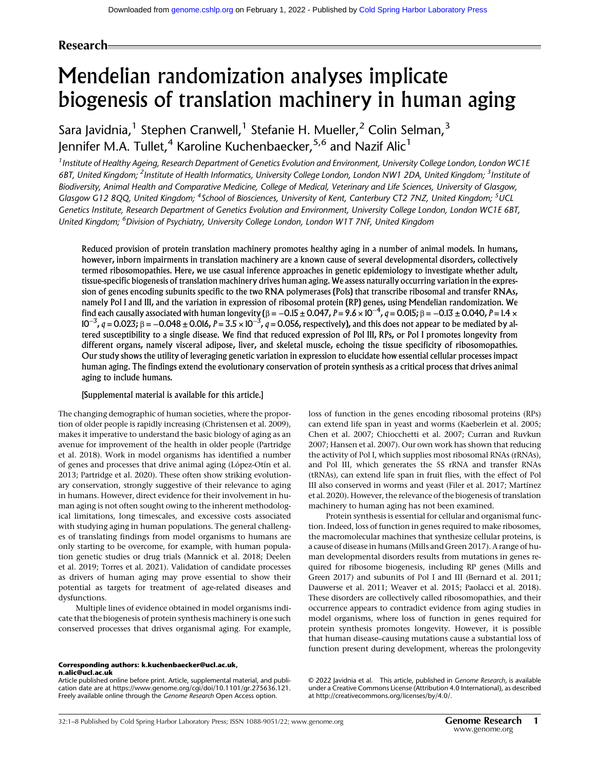Research

# Mendelian randomization analyses implicate biogenesis of translation machinery in human aging

Sara Javidnia,[1] Stephen Cranwell,[1] Stefanie H. Mueller,[2] Colin Selman,[3] Jennifer M.A. Tullet,[4] Karoline Kuchenbaecker,[5,6] and Nazif Alic[1]

[1]*Institute of Healthy Ageing, Research Department of Genetics Evolution and Environment, University College London, London WC1E 6BT, United Kingdom;* [2]*Institute of Health Informatics, University College London, London NW1 2DA, United Kingdom;* [3]*Institute of Biodiversity, Animal Health and Comparative Medicine, College of Medical, Veterinary and Life Sciences, University of Glasgow, Glasgow G12 8QQ, United Kingdom;* [4]*School of Biosciences, University of Kent, Canterbury CT2 7NZ, United Kingdom;* [5]*UCL Genetics Institute, Research Department of Genetics Evolution and Environment, University College London, London WC1E 6BT, United Kingdom;* [6]*Division of Psychiatry, University College London, London W1T 7NF, United Kingdom*

**Reduced provision of protein translation machinery promotes healthy aging in a number of animal models. In humans, however, inborn impairments in translation machinery are a known cause of several developmental disorders, collectively termed ribosomopathies. Here, we use casual inference approaches in genetic epidemiology to investigate whether adult, tissue-specific biogenesis of translation machinery drives human aging. We assess naturally occurring variation in the expression of genes encoding subunits specific to the two RNA polymerases (Pols) that transcribe ribosomal and transfer RNAs, namely Pol I and III, and the variation in expression of ribosomal protein (RP) genes, using Mendelian randomization. We find each causally associated with human longevity ($\beta = -0.15 \pm 0.047$, $P = 9.6 \times 10^{-4}$, $q = 0.015$; $\beta = -0.13 \pm 0.040$, $P = 1.4 \times 10^{-3}$, $q = 0.023$; $\beta = -0.048 \pm 0.016$, $P = 3.5 \times 10^{-3}$, $q = 0.056$, respectively), and this does not appear to be mediated by altered susceptibility to a single disease. We find that reduced expression of Pol III, RPs, or Pol I promotes longevity from different organs, namely visceral adipose, liver, and skeletal muscle, echoing the tissue specificity of ribosomopathies. Our study shows the utility of leveraging genetic variation in expression to elucidate how essential cellular processes impact human aging. The findings extend the evolutionary conservation of protein synthesis as a critical process that drives animal aging to include humans.**

**[Supplemental material is available for this article.]**

The changing demographic of human societies, where the proportion of older people is rapidly increasing (Christensen et al. 2009), makes it imperative to understand the basic biology of aging as an avenue for improvement of the health in older people (Partridge et al. 2018). Work in model organisms has identified a number of genes and processes that drive animal aging (López-Otín et al. 2013; Partridge et al. 2020). These often show striking evolutionary conservation, strongly suggestive of their relevance to aging in humans. However, direct evidence for their involvement in human aging is not often sought owing to the inherent methodological limitations, long timescales, and excessive costs associated with studying aging in human populations. The general challenges of translating findings from model organisms to humans are only starting to be overcome, for example, with human population genetic studies or drug trials (Mannick et al. 2018; Deelen et al. 2019; Torres et al. 2021). Validation of candidate processes as drivers of human aging may prove essential to show their potential as targets for treatment of age-related diseases and dysfunctions.

Multiple lines of evidence obtained in model organisms indicate that the biogenesis of protein synthesis machinery is one such conserved processes that drives organismal aging. For example, loss of function in the genes encoding ribosomal proteins (RPs) can extend life span in yeast and worms (Kaeberlein et al. 2005; Chen et al. 2007; Chiocchetti et al. 2007; Curran and Ruvkun 2007; Hansen et al. 2007). Our own work has shown that reducing the activity of Pol I, which supplies most ribosomal RNAs (rRNAs), and Pol III, which generates the 5S rRNA and transfer RNAs (tRNAs), can extend life span in fruit flies, with the effect of Pol III also conserved in worms and yeast (Filer et al. 2017; Martínez et al. 2020). However, the relevance of the biogenesis of translation machinery to human aging has not been examined.

Protein synthesis is essential for cellular and organismal function. Indeed, loss of function in genes required to make ribosomes, the macromolecular machines that synthesize cellular proteins, is a cause of disease in humans (Mills and Green 2017). A range of human developmental disorders results from mutations in genes required for ribosome biogenesis, including RP genes (Mills and Green 2017) and subunits of Pol I and III (Bernard et al. 2011; Dauwerse et al. 2011; Weaver et al. 2015; Paolacci et al. 2018). These disorders are collectively called ribosomopathies, and their occurrence appears to contradict evidence from aging studies in model organisms, where loss of function in genes required for protein synthesis promotes longevity. However, it is possible that human disease–causing mutations cause a substantial loss of function present during development, whereas the prolongevity

**Corresponding authors: k.kuchenbaecker@ucl.ac.uk, n.alic@ucl.ac.uk**

Article published online before print. Article, supplemental material, and publication date are at https://www.genome.org/cgi/doi/10.1101/gr.275636.121. Freely available online through the *Genome Research* Open Access option.

© 2022 Javidnia et al. This article, published in *Genome Research*, is available under a Creative Commons License (Attribution 4.0 International), as described at http://creativecommons.org/licenses/by/4.0/.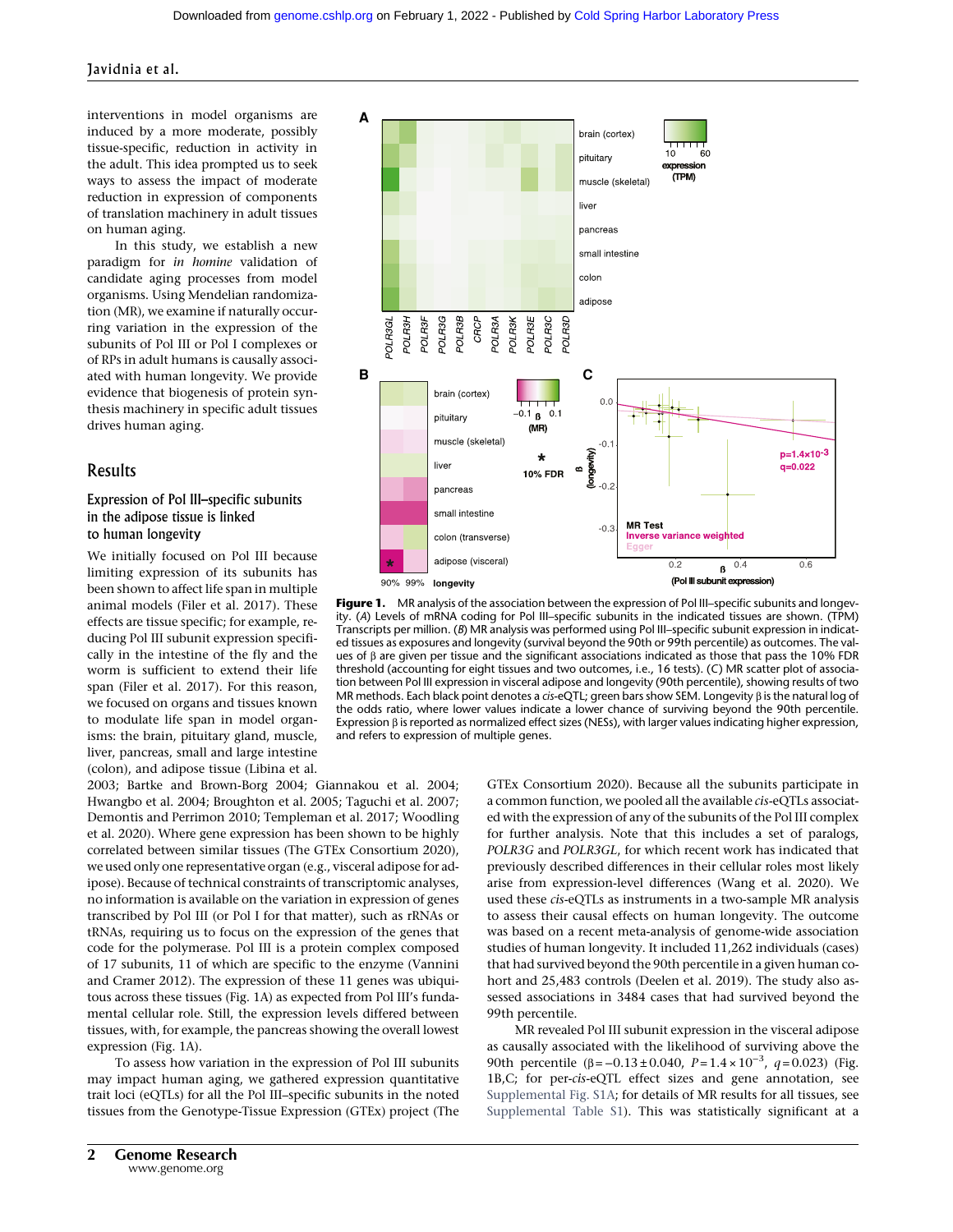interventions in model organisms are induced by a more moderate, possibly tissue-specific, reduction in activity in the adult. This idea prompted us to seek ways to assess the impact of moderate reduction in expression of components of translation machinery in adult tissues on human aging.

In this study, we establish a new paradigm for *in homine* validation of candidate aging processes from model organisms. Using Mendelian randomization (MR), we examine if naturally occurring variation in the expression of the subunits of Pol III or Pol I complexes or of RPs in adult humans is causally associated with human longevity. We provide evidence that biogenesis of protein synthesis machinery in specific adult tissues drives human aging.

## Results

### Expression of Pol III–specific subunits in the adipose tissue is linked to human longevity

We initially focused on Pol III because limiting expression of its subunits has been shown to affect life span in multiple animal models (Filer et al. 2017). These effects are tissue specific; for example, reducing Pol III subunit expression specifically in the intestine of the fly and the worm is sufficient to extend their life span (Filer et al. 2017). For this reason, we focused on organs and tissues known to modulate life span in model organisms: the brain, pituitary gland, muscle, liver, pancreas, small and large intestine (colon), and adipose tissue (Libina et al. 2003; Bartke and Brown-Borg 2004; Giannakou et al. 2004; Hwangbo et al. 2004; Broughton et al. 2005; Taguchi et al. 2007; Demontis and Perrimon 2010; Templeman et al. 2017; Woodling et al. 2020). Where gene expression has been shown to be highly correlated between similar tissues (The GTEx Consortium 2020), we used only one representative organ (e.g., visceral adipose for adipose). Because of technical constraints of transcriptomic analyses, no information is available on the variation in expression of genes transcribed by Pol III (or Pol I for that matter), such as rRNAs or tRNAs, requiring us to focus on the expression of the genes that code for the polymerase. Pol III is a protein complex composed of 17 subunits, 11 of which are specific to the enzyme (Vannini and Cramer 2012). The expression of these 11 genes was ubiquitous across these tissues (Fig. 1A) as expected from Pol III's fundamental cellular role. Still, the expression levels differed between tissues, with, for example, the pancreas showing the overall lowest expression (Fig. 1A).

To assess how variation in the expression of Pol III subunits may impact human aging, we gathered expression quantitative trait loci (eQTLs) for all the Pol III–specific subunits in the noted tissues from the Genotype-Tissue Expression (GTEx) project (The GTEx Consortium 2020). Because all the subunits participate in a common function, we pooled all the available *cis*-eQTLs associated with the expression of any of the subunits of the Pol III complex for further analysis. Note that this includes a set of paralogs, *POLR3G* and *POLR3GL*, for which recent work has indicated that previously described differences in their cellular roles most likely arise from expression-level differences (Wang et al. 2020). We used these *cis*-eQTLs as instruments in a two-sample MR analysis to assess their causal effects on human longevity. The outcome was based on a recent meta-analysis of genome-wide association studies of human longevity. It included 11,262 individuals (cases) that had survived beyond the 90th percentile in a given human cohort and 25,483 controls (Deelen et al. 2019). The study also assessed associations in 3484 cases that had survived beyond the 99th percentile.

MR revealed Pol III subunit expression in the visceral adipose as causally associated with the likelihood of surviving above the 90th percentile ($\beta = -0.13 \pm 0.040$, $P = 1.4 \times 10^{-3}$, $q = 0.023$) (Fig. 1B,C; for per-*cis*-eQTL effect sizes and gene annotation, see Supplemental Fig. S1A; for details of MR results for all tissues, see Supplemental Table S1). This was statistically significant at a

**Figure 1.** MR analysis of the association between the expression of Pol III–specific subunits and longevity. (*A*) Levels of mRNA coding for Pol III–specific subunits in the indicated tissues are shown. (TPM) Transcripts per million. (*B*) MR analysis was performed using Pol III–specific subunit expression in indicated tissues as exposures and longevity (survival beyond the 90th or 99th percentile) as outcomes. The values of β are given per tissue and the significant associations indicated as those that pass the 10% FDR threshold (accounting for eight tissues and two outcomes, i.e., 16 tests). (*C*) MR scatter plot of association between Pol III expression in visceral adipose and longevity (90th percentile), showing results of two MR methods. Each black point denotes a *cis*-eQTL; green bars show SEM. Longevity β is the natural log of the odds ratio, where lower values indicate a lower chance of surviving beyond the 90th percentile. Expression β is reported as normalized effect sizes (NESs), with larger values indicating higher expression, and refers to expression of multiple genes.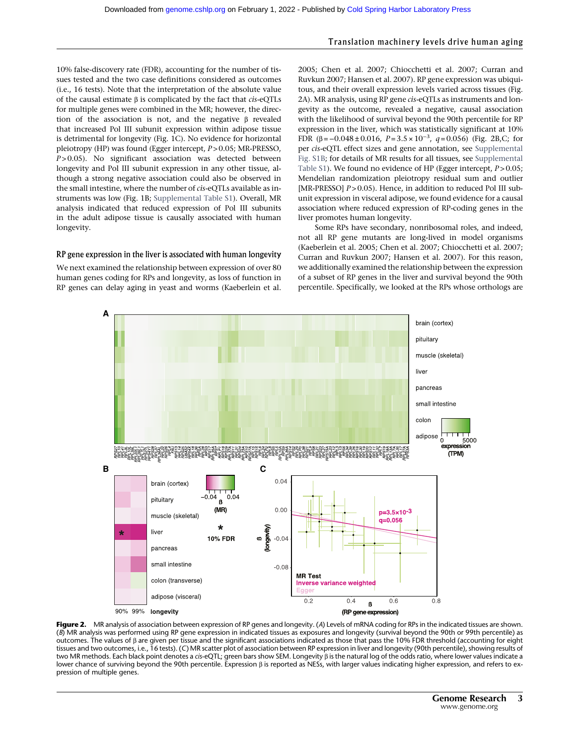10% false-discovery rate (FDR), accounting for the number of tissues tested and the two case definitions considered as outcomes (i.e., 16 tests). Note that the interpretation of the absolute value of the causal estimate β is complicated by the fact that *cis*-eQTLs for multiple genes were combined in the MR; however, the direction of the association is not, and the negative β revealed that increased Pol III subunit expression within adipose tissue is detrimental for longevity (Fig. 1C). No evidence for horizontal pleiotropy (HP) was found (Egger intercept, $P > 0.05$; MR-PRESSO, $P > 0.05$). No significant association was detected between longevity and Pol III subunit expression in any other tissue, although a strong negative association could also be observed in the small intestine, where the number of *cis*-eQTLs available as instruments was low (Fig. 1B; Supplemental Table S1). Overall, MR analysis indicated that reduced expression of Pol III subunits in the adult adipose tissue is causally associated with human longevity.

## RP gene expression in the liver is associated with human longevity

We next examined the relationship between expression of over 80 human genes coding for RPs and longevity, as loss of function in RP genes can delay aging in yeast and worms (Kaeberlein et al. 2005; Chen et al. 2007; Chiocchetti et al. 2007; Curran and Ruvkun 2007; Hansen et al. 2007). RP gene expression was ubiquitous, and their overall expression levels varied across tissues (Fig. 2A). MR analysis, using RP gene *cis*-eQTLs as instruments and longevity as the outcome, revealed a negative, causal association with the likelihood of survival beyond the 90th percentile for RP expression in the liver, which was statistically significant at 10% FDR ($\beta = -0.048 \pm 0.016$, $P = 3.5 \times 10^{-3}$, $q = 0.056$) (Fig. 2B,C; for per *cis*-eQTL effect sizes and gene annotation, see Supplemental Fig. S1B; for details of MR results for all tissues, see Supplemental Table S1). We found no evidence of HP (Egger intercept, $P > 0.05$; Mendelian randomization pleiotropy residual sum and outlier [MR-PRESSO] $P > 0.05$). Hence, in addition to reduced Pol III subunit expression in visceral adipose, we found evidence for a causal association where reduced expression of RP-coding genes in the liver promotes human longevity.

Some RPs have secondary, nonribosomal roles, and indeed, not all RP gene mutants are long-lived in model organisms (Kaeberlein et al. 2005; Chen et al. 2007; Chiocchetti et al. 2007; Curran and Ruvkun 2007; Hansen et al. 2007). For this reason, we additionally examined the relationship between the expression of a subset of RP genes in the liver and survival beyond the 90th percentile. Specifically, we looked at the RPs whose orthologs are

**Figure 2.** MR analysis of association between expression of RP genes and longevity. (*A*) Levels of mRNA coding for RPs in the indicated tissues are shown. (*B*) MR analysis was performed using RP gene expression in indicated tissues as exposures and longevity (survival beyond the 90th or 99th percentile) as outcomes. The values of β are given per tissue and the significant associations indicated as those that pass the 10% FDR threshold (accounting for eight tissues and two outcomes, i.e., 16 tests). (*C*) MR scatter plot of association between RP expression in liver and longevity (90th percentile), showing results of two MR methods. Each black point denotes a *cis*-eQTL; green bars show SEM. Longevity β is the natural log of the odds ratio, where lower values indicate a lower chance of surviving beyond the 90th percentile. Expression β is reported as NESs, with larger values indicating higher expression, and refers to expression of multiple genes.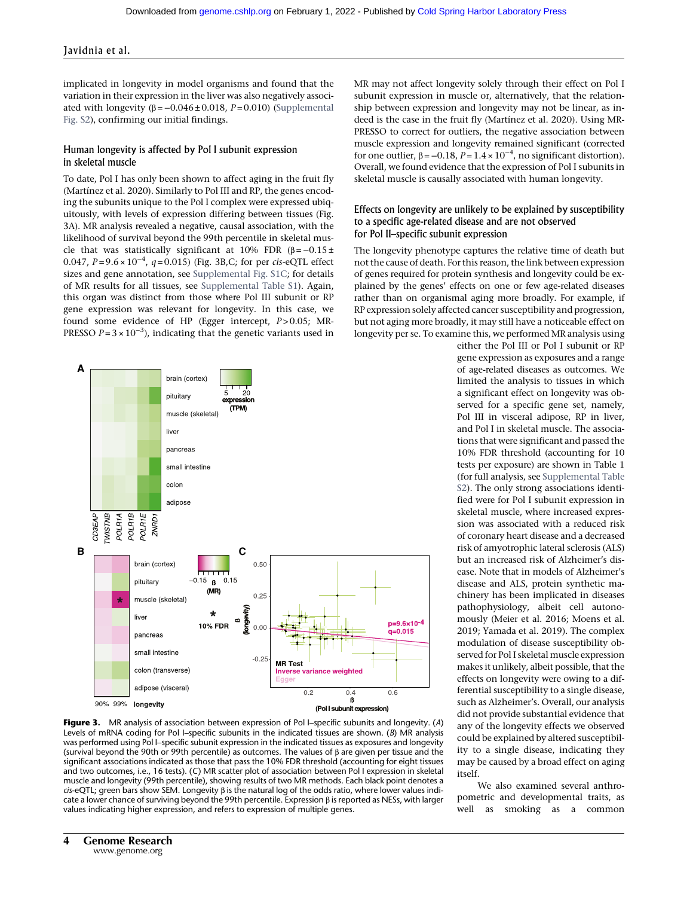implicated in longevity in model organisms and found that the variation in their expression in the liver was also negatively associated with longevity ($\beta = -0.046 \pm 0.018$, $P = 0.010$) (Supplemental Fig. S2), confirming our initial findings.

### Human longevity is affected by Pol I subunit expression in skeletal muscle

To date, Pol I has only been shown to affect aging in the fruit fly (Martínez et al. 2020). Similarly to Pol III and RP, the genes encoding the subunits unique to the Pol I complex were expressed ubiquitously, with levels of expression differing between tissues (Fig. 3A). MR analysis revealed a negative, causal association, with the likelihood of survival beyond the 99th percentile in skeletal muscle that was statistically significant at 10% FDR ($\beta = -0.15 \pm 0.047$, $P = 9.6 \times 10^{-4}$, $q = 0.015$) (Fig. 3B,C; for per *cis*-eQTL effect sizes and gene annotation, see Supplemental Fig. S1C; for details of MR results for all tissues, see Supplemental Table S1). Again, this organ was distinct from those where Pol III subunit or RP gene expression was relevant for longevity. In this case, we found some evidence of HP (Egger intercept, $P > 0.05$; MR-PRESSO $P = 3 \times 10^{-3}$), indicating that the genetic variants used in MR may not affect longevity solely through their effect on Pol I subunit expression in muscle or, alternatively, that the relationship between expression and longevity may not be linear, as indeed is the case in the fruit fly (Martínez et al. 2020). Using MR-PRESSO to correct for outliers, the negative association between muscle expression and longevity remained significant (corrected for one outlier, $\beta = -0.18$, $P = 1.4 \times 10^{-4}$, no significant distortion). Overall, we found evidence that the expression of Pol I subunits in skeletal muscle is causally associated with human longevity.

### Effects on longevity are unlikely to be explained by susceptibility to a specific age-related disease and are not observed for Pol II–specific subunit expression

The longevity phenotype captures the relative time of death but not the cause of death. For this reason, the link between expression of genes required for protein synthesis and longevity could be explained by the genes' effects on one or few age-related diseases rather than on organismal aging more broadly. For example, if RP expression solely affected cancer susceptibility and progression, but not aging more broadly, it may still have a noticeable effect on longevity per se. To examine this, we performed MR analysis using either the Pol III or Pol I subunit or RP gene expression as exposures and a range of age-related diseases as outcomes. We limited the analysis to tissues in which a significant effect on longevity was observed for a specific gene set, namely, Pol III in visceral adipose, RP in liver, and Pol I in skeletal muscle. The associations that were significant and passed the 10% FDR threshold (accounting for 10 tests per exposure) are shown in Table 1 (for full analysis, see Supplemental Table S2). The only strong associations identified were for Pol I subunit expression in skeletal muscle, where increased expression was associated with a reduced risk of coronary heart disease and a decreased risk of amyotrophic lateral sclerosis (ALS) but an increased risk of Alzheimer's disease. Note that in models of Alzheimer's disease and ALS, protein synthetic machinery has been implicated in diseases pathophysiology, albeit cell autonomously (Meier et al. 2016; Moens et al. 2019; Yamada et al. 2019). The complex modulation of disease susceptibility observed for Pol I skeletal muscle expression makes it unlikely, albeit possible, that the effects on longevity were owing to a differential susceptibility to a single disease, such as Alzheimer's. Overall, our analysis did not provide substantial evidence that any of the longevity effects we observed could be explained by altered susceptibility to a single disease, indicating they may be caused by a broad effect on aging itself.

We also examined several anthropometric and developmental traits, as well as smoking as a common

**Figure 3.** MR analysis of association between expression of Pol I–specific subunits and longevity. (*A*) Levels of mRNA coding for Pol I–specific subunits in the indicated tissues are shown. (*B*) MR analysis was performed using Pol I–specific subunit expression in the indicated tissues as exposures and longevity (survival beyond the 90th or 99th percentile) as outcomes. The values of β are given per tissue and the significant associations indicated as those that pass the 10% FDR threshold (accounting for eight tissues and two outcomes, i.e., 16 tests). (*C*) MR scatter plot of association between Pol I expression in skeletal muscle and longevity (99th percentile), showing results of two MR methods. Each black point denotes a *cis*-eQTL; green bars show SEM. Longevity β is the natural log of the odds ratio, where lower values indicate a lower chance of surviving beyond the 99th percentile. Expression β is reported as NESs, with larger values indicating higher expression, and refers to expression of multiple genes.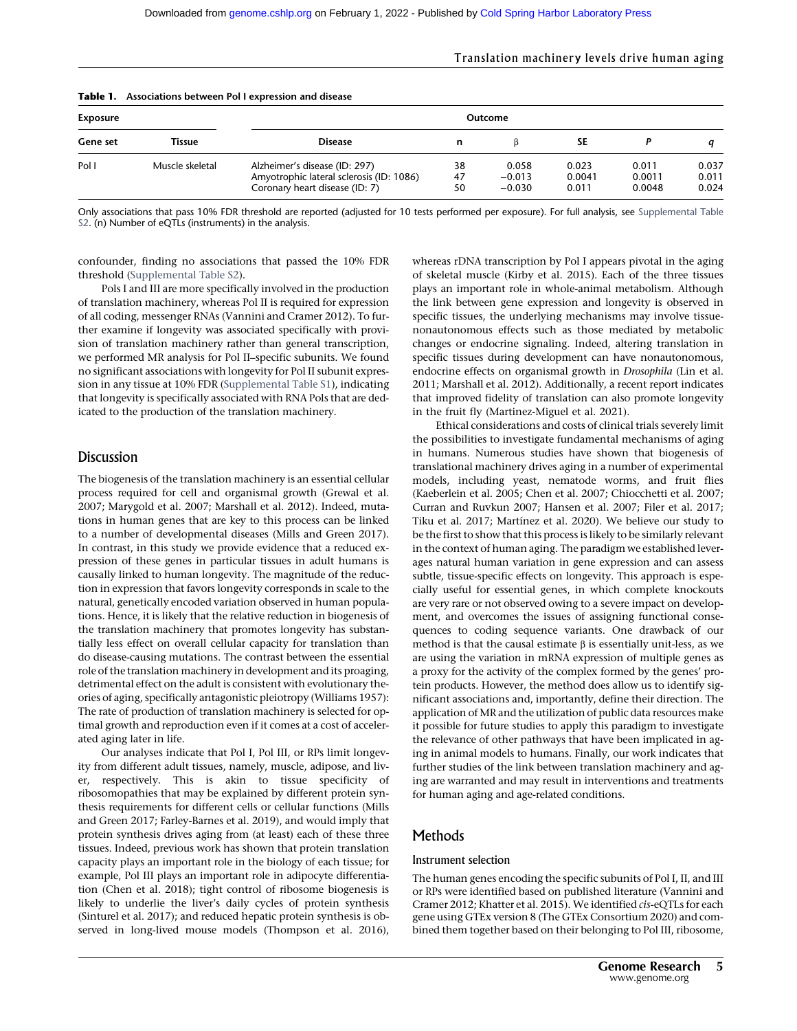**Table 1.** Associations between Pol I expression and disease

| Exposure | | Outcome | | | | | |
|---|---|---|---|---|---|---|---|
| Gene set | Tissue | Disease | n | β | SE | *P* | *q* |
| Pol I | Muscle skeletal | Alzheimer's disease (ID: 297) | 38 | 0.058 | 0.023 | 0.011 | 0.037 |
| | | Amyotrophic lateral sclerosis (ID: 1086) | 47 | −0.013 | 0.0041 | 0.0011 | 0.011 |
| | | Coronary heart disease (ID: 7) | 50 | −0.030 | 0.011 | 0.0048 | 0.024 |

Only associations that pass 10% FDR threshold are reported (adjusted for 10 tests performed per exposure). For full analysis, see Supplemental Table S2. (n) Number of eQTLs (instruments) in the analysis.

confounder, finding no associations that passed the 10% FDR threshold (Supplemental Table S2).

Pols I and III are more specifically involved in the production of translation machinery, whereas Pol II is required for expression of all coding, messenger RNAs (Vannini and Cramer 2012). To further examine if longevity was associated specifically with provision of translation machinery rather than general transcription, we performed MR analysis for Pol II–specific subunits. We found no significant associations with longevity for Pol II subunit expression in any tissue at 10% FDR (Supplemental Table S1), indicating that longevity is specifically associated with RNA Pols that are dedicated to the production of the translation machinery.

## Discussion

The biogenesis of the translation machinery is an essential cellular process required for cell and organismal growth (Grewal et al. 2007; Marygold et al. 2007; Marshall et al. 2012). Indeed, mutations in human genes that are key to this process can be linked to a number of developmental diseases (Mills and Green 2017). In contrast, in this study we provide evidence that a reduced expression of these genes in particular tissues in adult humans is causally linked to human longevity. The magnitude of the reduction in expression that favors longevity corresponds in scale to the natural, genetically encoded variation observed in human populations. Hence, it is likely that the relative reduction in biogenesis of the translation machinery that promotes longevity has substantially less effect on overall cellular capacity for translation than do disease-causing mutations. The contrast between the essential role of the translation machinery in development and its proaging, detrimental effect on the adult is consistent with evolutionary theories of aging, specifically antagonistic pleiotropy (Williams 1957): The rate of production of translation machinery is selected for optimal growth and reproduction even if it comes at a cost of accelerated aging later in life.

Our analyses indicate that Pol I, Pol III, or RPs limit longevity from different adult tissues, namely, muscle, adipose, and liver, respectively. This is akin to tissue specificity of ribosomopathies that may be explained by different protein synthesis requirements for different cells or cellular functions (Mills and Green 2017; Farley-Barnes et al. 2019), and would imply that protein synthesis drives aging from (at least) each of these three tissues. Indeed, previous work has shown that protein translation capacity plays an important role in the biology of each tissue; for example, Pol III plays an important role in adipocyte differentiation (Chen et al. 2018); tight control of ribosome biogenesis is likely to underlie the liver's daily cycles of protein synthesis (Sinturel et al. 2017); and reduced hepatic protein synthesis is observed in long-lived mouse models (Thompson et al. 2016), whereas rDNA transcription by Pol I appears pivotal in the aging of skeletal muscle (Kirby et al. 2015). Each of the three tissues plays an important role in whole-animal metabolism. Although the link between gene expression and longevity is observed in specific tissues, the underlying mechanisms may involve tissue-nonautonomous effects such as those mediated by metabolic changes or endocrine signaling. Indeed, altering translation in specific tissues during development can have nonautonomous, endocrine effects on organismal growth in *Drosophila* (Lin et al. 2011; Marshall et al. 2012). Additionally, a recent report indicates that improved fidelity of translation can also promote longevity in the fruit fly (Martinez-Miguel et al. 2021).

Ethical considerations and costs of clinical trials severely limit the possibilities to investigate fundamental mechanisms of aging in humans. Numerous studies have shown that biogenesis of translational machinery drives aging in a number of experimental models, including yeast, nematode worms, and fruit flies (Kaeberlein et al. 2005; Chen et al. 2007; Chiocchetti et al. 2007; Curran and Ruvkun 2007; Hansen et al. 2007; Filer et al. 2017; Tiku et al. 2017; Martínez et al. 2020). We believe our study to be the first to show that this process is likely to be similarly relevant in the context of human aging. The paradigm we established leverages natural human variation in gene expression and can assess subtle, tissue-specific effects on longevity. This approach is especially useful for essential genes, in which complete knockouts are very rare or not observed owing to a severe impact on development, and overcomes the issues of assigning functional consequences to coding sequence variants. One drawback of our method is that the causal estimate β is essentially unit-less, as we are using the variation in mRNA expression of multiple genes as a proxy for the activity of the complex formed by the genes' protein products. However, the method does allow us to identify significant associations and, importantly, define their direction. The application of MR and the utilization of public data resources make it possible for future studies to apply this paradigm to investigate the relevance of other pathways that have been implicated in aging in animal models to humans. Finally, our work indicates that further studies of the link between translation machinery and aging are warranted and may result in interventions and treatments for human aging and age-related conditions.

## Methods

### Instrument selection

The human genes encoding the specific subunits of Pol I, II, and III or RPs were identified based on published literature (Vannini and Cramer 2012; Khatter et al. 2015). We identified *cis*-eQTLs for each gene using GTEx version 8 (The GTEx Consortium 2020) and combined them together based on their belonging to Pol III, ribosome,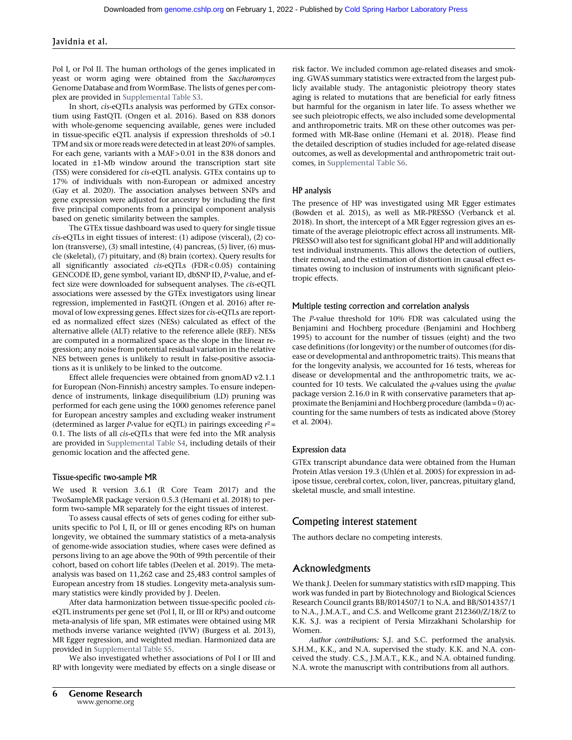Pol I, or Pol II. The human orthologs of the genes implicated in yeast or worm aging were obtained from the *Saccharomyces* Genome Database and from WormBase. The lists of genes per complex are provided in Supplemental Table S3.

In short, *cis*-eQTLs analysis was performed by GTEx consortium using FastQTL (Ongen et al. 2016). Based on 838 donors with whole-genome sequencing available, genes were included in tissue-specific eQTL analysis if expression thresholds of >0.1 TPM and six or more reads were detected in at least 20% of samples. For each gene, variants with a MAF > 0.01 in the 838 donors and located in ±1-Mb window around the transcription start site (TSS) were considered for *cis*-eQTL analysis. GTEx contains up to 17% of individuals with non-European or admixed ancestry (Gay et al. 2020). The association analyses between SNPs and gene expression were adjusted for ancestry by including the first five principal components from a principal component analysis based on genetic similarity between the samples.

The GTEx tissue dashboard was used to query for single tissue *cis*-eQTLs in eight tissues of interest: (1) adipose (visceral), (2) colon (transverse), (3) small intestine, (4) pancreas, (5) liver, (6) muscle (skeletal), (7) pituitary, and (8) brain (cortex). Query results for all significantly associated *cis*-eQTLs (FDR < 0.05) containing GENCODE ID, gene symbol, variant ID, dbSNP ID, *P*-value, and effect size were downloaded for subsequent analyses. The *cis*-eQTL associations were assessed by the GTEx investigators using linear regression, implemented in FastQTL (Ongen et al. 2016) after removal of low expressing genes. Effect sizes for *cis*-eQTLs are reported as normalized effect sizes (NESs) calculated as effect of the alternative allele (ALT) relative to the reference allele (REF). NESs are computed in a normalized space as the slope in the linear regression; any noise from potential residual variation in the relative NES between genes is unlikely to result in false-positive associations as it is unlikely to be linked to the outcome.

Effect allele frequencies were obtained from gnomAD v2.1.1 for European (Non-Finnish) ancestry samples. To ensure independence of instruments, linkage disequilibrium (LD) pruning was performed for each gene using the 1000 genomes reference panel for European ancestry samples and excluding weaker instrument (determined as larger *P*-value for eQTL) in pairings exceeding $r^2$ = 0.1. The lists of all *cis*-eQTLs that were fed into the MR analysis are provided in Supplemental Table S4, including details of their genomic location and the affected gene.

### Tissue-specific two-sample MR

We used R version 3.6.1 (R Core Team 2017) and the TwoSampleMR package version 0.5.3 (Hemani et al. 2018) to perform two-sample MR separately for the eight tissues of interest.

To assess causal effects of sets of genes coding for either subunits specific to Pol I, II, or III or genes encoding RPs on human longevity, we obtained the summary statistics of a meta-analysis of genome-wide association studies, where cases were defined as persons living to an age above the 90th of 99th percentile of their cohort, based on cohort life tables (Deelen et al. 2019). The meta-analysis was based on 11,262 case and 25,483 control samples of European ancestry from 18 studies. Longevity meta-analysis summary statistics were kindly provided by J. Deelen.

After data harmonization between tissue-specific pooled *cis*-eQTL instruments per gene set (Pol I, II, or III or RPs) and outcome meta-analysis of life span, MR estimates were obtained using MR methods inverse variance weighted (IVW) (Burgess et al. 2013), MR Egger regression, and weighted median. Harmonized data are provided in Supplemental Table S5.

We also investigated whether associations of Pol I or III and RP with longevity were mediated by effects on a single disease or risk factor. We included common age-related diseases and smoking. GWAS summary statistics were extracted from the largest publicly available study. The antagonistic pleiotropy theory states aging is related to mutations that are beneficial for early fitness but harmful for the organism in later life. To assess whether we see such pleiotropic effects, we also included some developmental and anthropometric traits. MR on these other outcomes was performed with MR-Base online (Hemani et al. 2018). Please find the detailed description of studies included for age-related disease outcomes, as well as developmental and anthropometric trait outcomes, in Supplemental Table S6.

### HP analysis

The presence of HP was investigated using MR Egger estimates (Bowden et al. 2015), as well as MR-PRESSO (Verbanck et al. 2018). In short, the intercept of a MR Egger regression gives an estimate of the average pleiotropic effect across all instruments. MR-PRESSO will also test for significant global HP and will additionally test individual instruments. This allows the detection of outliers, their removal, and the estimation of distortion in causal effect estimates owing to inclusion of instruments with significant pleiotropic effects.

### Multiple testing correction and correlation analysis

The *P*-value threshold for 10% FDR was calculated using the Benjamini and Hochberg procedure (Benjamini and Hochberg 1995) to account for the number of tissues (eight) and the two case definitions (for longevity) or the number of outcomes (for disease or developmental and anthropometric traits). This means that for the longevity analysis, we accounted for 16 tests, whereas for disease or developmental and the anthropometric traits, we accounted for 10 tests. We calculated the *q*-values using the *qvalue* package version 2.16.0 in R with conservative parameters that approximate the Benjamini and Hochberg procedure (lambda = 0) accounting for the same numbers of tests as indicated above (Storey et al. 2004).

### Expression data

GTEx transcript abundance data were obtained from the Human Protein Atlas version 19.3 (Uhlén et al. 2005) for expression in adipose tissue, cerebral cortex, colon, liver, pancreas, pituitary gland, skeletal muscle, and small intestine.

## Competing interest statement

The authors declare no competing interests.

## Acknowledgments

We thank J. Deelen for summary statistics with rsID mapping. This work was funded in part by Biotechnology and Biological Sciences Research Council grants BB/R014507/1 to N.A. and BB/S014357/1 to N.A., J.M.A.T., and C.S. and Wellcome grant 212360/Z/18/Z to K.K. S.J. was a recipient of Persia Mirzakhani Scholarship for Women.

*Author contributions:* S.J. and S.C. performed the analysis. S.H.M., K.K., and N.A. supervised the study. K.K. and N.A. conceived the study. C.S., J.M.A.T., K.K., and N.A. obtained funding. N.A. wrote the manuscript with contributions from all authors.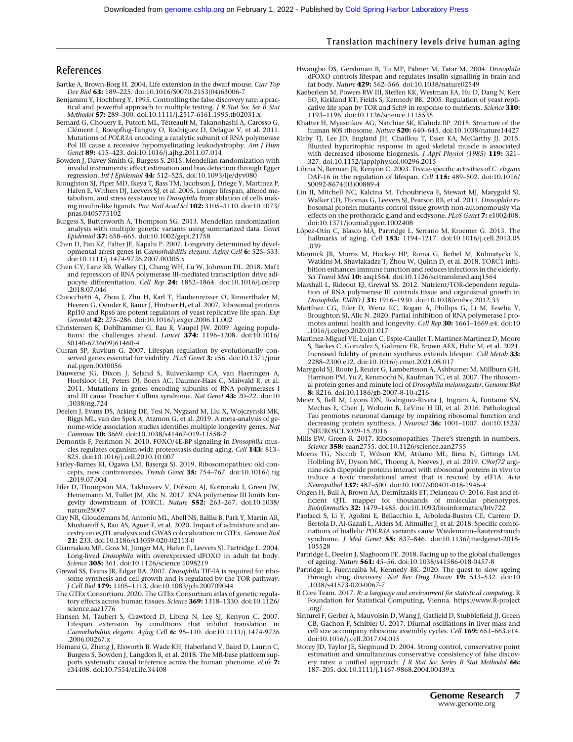## References

Bartke A, Brown-Borg H. 2004. Life extension in the dwarf mouse. *Curr Top Dev Biol* **63:** 189–225. doi:10.1016/S0070-2153(04)63006-7

Benjamini Y, Hochberg Y. 1995. Controlling the false discovery rate: a practical and powerful approach to multiple testing. *J R Stat Soc Ser B Stat Methodol* **57:** 289–300. doi:10.1111/j.2517-6161.1995.tb02031.x

Bernard G, Chouery E, Putorti ML, Tétreault M, Takanohashi A, Carosso G, Clément I, Boespflug-Tanguy O, Rodriguez D, Delague V, et al. 2011. Mutations of *POLR3A* encoding a catalytic subunit of RNA polymerase Pol III cause a recessive hypomyelinating leukodystrophy. *Am J Hum Genet* **89:** 415–423. doi:10.1016/j.ajhg.2011.07.014

Bowden J, Davey Smith G, Burgess S. 2015. Mendelian randomization with invalid instruments: effect estimation and bias detection through Egger regression. *Int J Epidemiol* **44:** 512–525. doi:10.1093/ije/dyv080

Broughton SJ, Piper MD, Ikeya T, Bass TM, Jacobson J, Driege Y, Martinez P, Hafen E, Withers DJ, Leevers SJ, et al. 2005. Longer lifespan, altered metabolism, and stress resistance in *Drosophila* from ablation of cells making insulin-like ligands. *Proc Natl Acad Sci* **102:** 3105–3110. doi:10.1073/pnas.0405775102

Burgess S, Butterworth A, Thompson SG. 2013. Mendelian randomization analysis with multiple genetic variants using summarized data. *Genet Epidemiol* **37:** 658–665. doi:10.1002/gepi.21758

Chen D, Pan KZ, Palter JE, Kapahi P. 2007. Longevity determined by developmental arrest genes in *Caenorhabditis elegans*. *Aging Cell* **6:** 525–533. doi:10.1111/j.1474-9726.2007.00305.x

Chen CY, Lanz RB, Walkey CJ, Chang WH, Lu W, Johnson DL. 2018. Maf1 and repression of RNA polymerase III-mediated transcription drive adipocyte differentiation. *Cell Rep* **24:** 1852–1864. doi:10.1016/j.celrep.2018.07.046

Chiocchetti A, Zhou J, Zhu H, Karl T, Haubenreisser O, Rinnerthaler M, Heeren G, Oender K, Bauer J, Hintner H, et al. 2007. Ribosomal proteins Rpl10 and Rps6 are potent regulators of yeast replicative life span. *Exp Gerontol* **42:** 275–286. doi:10.1016/j.exger.2006.11.002

Christensen K, Doblhammer G, Rau R, Vaupel JW. 2009. Ageing populations: the challenges ahead. *Lancet* **374:** 1196–1208. doi:10.1016/S0140-6736(09)61460-4

Curran SP, Ruvkun G. 2007. Lifespan regulation by evolutionarily conserved genes essential for viability. *PLoS Genet* **3:** e56. doi:10.1371/journal.pgen.0030056

Dauwerse JG, Dixon J, Seland S, Ruivenkamp CA, van Haeringen A, Hoefsloot LH, Peters DJ, Boers AC, Daumer-Haas C, Maiwald R, et al. 2011. Mutations in genes encoding subunits of RNA polymerases I and III cause Treacher Collins syndrome. *Nat Genet* **43:** 20–22. doi:10.1038/ng.724

Deelen J, Evans DS, Arking DE, Tesi N, Nygaard M, Liu X, Wojczynski MK, Biggs ML, van der Spek A, Atzmon G, et al. 2019. A meta-analysis of genome-wide association studies identifies multiple longevity genes. *Nat Commun* **10:** 3669. doi:10.1038/s41467-019-11558-2

Demontis F, Perrimon N. 2010. FOXO/4E-BP signaling in *Drosophila* muscles regulates organism-wide proteostasis during aging. *Cell* **143:** 813–825. doi:10.1016/j.cell.2010.10.007

Farley-Barnes KI, Ogawa LM, Baserga SJ. 2019. Ribosomopathies: old concepts, new controversies. *Trends Genet* **35:** 754–767. doi:10.1016/j.tig.2019.07.004

Filer D, Thompson MA, Takhaveev V, Dobson AJ, Kotronaki I, Green JW, Heinemann M, Tullet JM, Alic N. 2017. RNA polymerase III limits longevity downstream of TORC1. *Nature* **552:** 263–267. doi:10.1038/nature25007

Gay NR, Gloudemans M, Antonio ML, Abell NS, Balliu B, Park Y, Martin AR, Musharoff S, Rao AS, Aguet F, et al. 2020. Impact of admixture and ancestry on eQTL analysis and GWAS colocalization in GTEx. *Genome Biol* **21:** 233. doi:10.1186/s13059-020-02113-0

Giannakou ME, Goss M, Jünger MA, Hafen E, Leevers SJ, Partridge L. 2004. Long-lived *Drosophila* with overexpressed dFOXO in adult fat body. *Science* **305:** 361. doi:10.1126/science.1098219

Grewal SS, Evans JR, Edgar BA. 2007. *Drosophila* TIF-IA is required for ribosome synthesis and cell growth and is regulated by the TOR pathway. *J Cell Biol* **179:** 1105–1113. doi:10.1083/jcb.200709044

The GTEx Consortium. 2020. The GTEx Consortium atlas of genetic regulatory effects across human tissues. *Science* **369:** 1318–1330. doi:10.1126/science.aaz1776

Hansen M, Taubert S, Crawford D, Libina N, Lee SJ, Kenyon C. 2007. Lifespan extension by conditions that inhibit translation in *Caenorhabditis elegans*. *Aging Cell* **6:** 95–110. doi:10.1111/j.1474-9726.2006.00267.x

Hemani G, Zheng J, Elsworth B, Wade KH, Haberland V, Baird D, Laurin C, Burgess S, Bowden J, Langdon R, et al. 2018. The MR-base platform supports systematic causal inference across the human phenome. *eLife* **7:** e34408. doi:10.7554/eLife.34408

Hwangbo DS, Gershman B, Tu MP, Palmer M, Tatar M. 2004. *Drosophila* dFOXO controls lifespan and regulates insulin signalling in brain and fat body. *Nature* **429:** 562–566. doi:10.1038/nature02549

Kaeberlein M, Powers RW III, Steffen KK, Westman EA, Hu D, Dang N, Kerr EO, Kirkland KT, Fields S, Kennedy BK. 2005. Regulation of yeast replicative life span by TOR and Sch9 in response to nutrients. *Science* **310:** 1193–1196. doi:10.1126/science.1115535

Khatter H, Myasnikov AG, Natchiar SK, Klaholz BP. 2015. Structure of the human 80S ribosome. *Nature* **520:** 640–645. doi:10.1038/nature14427

Kirby TJ, Lee JD, England JH, Chaillou T, Esser KA, McCarthy JJ. 2015. Blunted hypertrophic response in aged skeletal muscle is associated with decreased ribosome biogenesis. *J Appl Physiol (1985)* **119:** 321–327. doi:10.1152/japplphysiol.00296.2015

Libina N, Berman JR, Kenyon C. 2003. Tissue-specific activities of *C. elegans* DAF-16 in the regulation of lifespan. *Cell* **115:** 489–502. doi:10.1016/S0092-8674(03)00889-4

Lin JI, Mitchell NC, Kalcina M, Tchoubrieva E, Stewart MJ, Marygold SJ, Walker CD, Thomas G, Leevers SJ, Pearson RB, et al. 2011. *Drosophila* ribosomal protein mutants control tissue growth non-autonomously via effects on the prothoracic gland and ecdysone. *PLoS Genet* **7:** e1002408. doi:10.1371/journal.pgen.1002408

López-Otín C, Blasco MA, Partridge L, Serrano M, Kroemer G. 2013. The hallmarks of aging. *Cell* **153:** 1194–1217. doi:10.1016/j.cell.2013.05.039

Mannick JB, Morris M, Hockey HP, Roma G, Beibel M, Kulmatycki K, Watkins M, Shavlakadze T, Zhou W, Quinn D, et al. 2018. TORC1 inhibition enhances immune function and reduces infections in the elderly. *Sci Transl Med* **10:** aaq1564. doi:10.1126/scitranslmed.aaq1564

Marshall L, Rideout EJ, Grewal SS. 2012. Nutrient/TOR-dependent regulation of RNA polymerase III controls tissue and organismal growth in *Drosophila*. *EMBO J* **31:** 1916–1930. doi:10.1038/emboj.2012.33

Martínez CG, Filer D, Wenz KC, Rogan A, Phillips G, Li M, Feseha Y, Broughton SJ, Alic N. 2020. Partial inhibition of RNA polymerase I promotes animal health and longevity. *Cell Rep* **30:** 1661–1669.e4. doi:10.1016/j.celrep.2020.01.017

Martinez-Miguel VE, Lujan C, Espie-Caullet T, Martinez-Martinez D, Moore S, Backes C, Gonzalez S, Galimov ER, Brown AEX, Halic M, et al. 2021. Increased fidelity of protein synthesis extends lifespan. *Cell Metab* **33:** 2288–2300.e12. doi:10.1016/j.cmet.2021.08.017

Marygold SJ, Roote J, Reuter G, Lambertsson A, Ashburner M, Millburn GH, Harrison PM, Yu Z, Kenmochi N, Kaufman TC, et al. 2007. The ribosomal protein genes and minute loci of *Drosophila melanogaster*. *Genome Biol* **8:** R216. doi:10.1186/gb-2007-8-10-r216

Meier S, Bell M, Lyons DN, Rodriguez-Rivera J, Ingram A, Fontaine SN, Mechas E, Chen J, Wolozin B, LeVine H III, et al. 2016. Pathological Tau promotes neuronal damage by impairing ribosomal function and decreasing protein synthesis. *J Neurosci* **36:** 1001–1007. doi:10.1523/JNEUROSCI.3029-15.2016

Mills EW, Green R. 2017. Ribosomopathies: There's strength in numbers. *Science* **358:** eaan2755. doi:10.1126/science.aan2755

Moens TG, Niccoli T, Wilson KM, Atilano ML, Birsa N, Gittings LM, Holbling BV, Dyson MC, Thoeng A, Neeves J, et al. 2019. *C9orf72* arginine-rich dipeptide proteins interact with ribosomal proteins in vivo to induce a toxic translational arrest that is rescued by eIF1A. *Acta Neuropathol* **137:** 487–500. doi:10.1007/s00401-018-1946-4

Ongen H, Buil A, Brown AA, Dermitzakis ET, Delaneau O. 2016. Fast and efficient QTL mapper for thousands of molecular phenotypes. *Bioinformatics* **32:** 1479–1485. doi:10.1093/bioinformatics/btv722

Paolacci S, Li Y, Agolini E, Bellacchio E, Arboleda-Bustos CE, Carrero D, Bertola D, Al-Gazali L, Alders M, Altmüller J, et al. 2018. Specific combinations of biallelic *POLR3A* variants cause Wiedemann–Rautenstrauch syndrome. *J Med Genet* **55:** 837–846. doi:10.1136/jmedgenet-2018-105528

Partridge L, Deelen J, Slagboom PE. 2018. Facing up to the global challenges of ageing. *Nature* **561:** 45–56. doi:10.1038/s41586-018-0457-8

Partridge L, Fuentealba M, Kennedy BK. 2020. The quest to slow ageing through drug discovery. *Nat Rev Drug Discov* **19:** 513–532. doi:10.1038/s41573-020-0067-7

R Core Team. 2017. *R: a language and environment for statistical computing*. R Foundation for Statistical Computing, Vienna. https://www.R-project.org/.

Sinturel F, Gerber A, Mauvoisin D, Wang J, Gatfield D, Stubblefield JJ, Green CB, Gachon F, Schibler U. 2017. Diurnal oscillations in liver mass and cell size accompany ribosome assembly cycles. *Cell* **169:** 651–663.e14. doi:10.1016/j.cell.2017.04.015

Storey JD, Taylor JE, Siegmund D. 2004. Strong control, conservative point estimation and simultaneous conservative consistency of false discovery rates: a unified approach. *J R Stat Soc Series B Stat Methodol* **66:** 187–205. doi:10.1111/j.1467-9868.2004.00439.x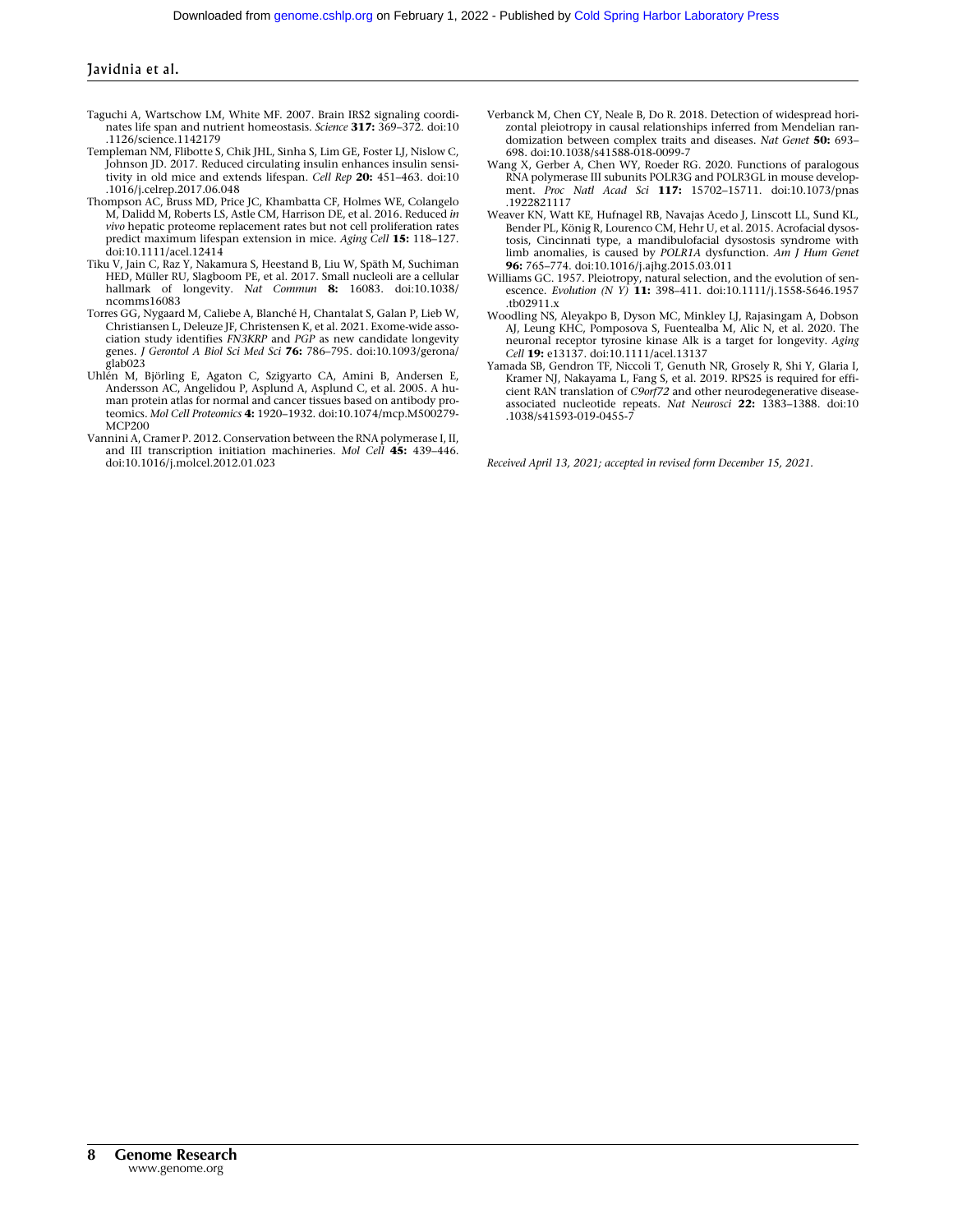Taguchi A, Wartschow LM, White MF. 2007. Brain IRS2 signaling coordinates life span and nutrient homeostasis. *Science* **317:** 369–372. doi:10.1126/science.1142179

Templeman NM, Flibotte S, Chik JHL, Sinha S, Lim GE, Foster LJ, Nislow C, Johnson JD. 2017. Reduced circulating insulin enhances insulin sensitivity in old mice and extends lifespan. *Cell Rep* **20:** 451–463. doi:10.1016/j.celrep.2017.06.048

Thompson AC, Bruss MD, Price JC, Khambatta CF, Holmes WE, Colangelo M, Dalidd M, Roberts LS, Astle CM, Harrison DE, et al. 2016. Reduced *in vivo* hepatic proteome replacement rates but not cell proliferation rates predict maximum lifespan extension in mice. *Aging Cell* **15:** 118–127. doi:10.1111/acel.12414

Tiku V, Jain C, Raz Y, Nakamura S, Heestand B, Liu W, Späth M, Suchiman HED, Müller RU, Slagboom PE, et al. 2017. Small nucleoli are a cellular hallmark of longevity. *Nat Commun* **8:** 16083. doi:10.1038/ncomms16083

Torres GG, Nygaard M, Caliebe A, Blanché H, Chantalat S, Galan P, Lieb W, Christiansen L, Deleuze JF, Christensen K, et al. 2021. Exome-wide association study identifies *FN3KRP* and *PGP* as new candidate longevity genes. *J Gerontol A Biol Sci Med Sci* **76:** 786–795. doi:10.1093/gerona/glab023

Uhlén M, Björling E, Agaton C, Szigyarto CA, Amini B, Andersen E, Andersson AC, Angelidou P, Asplund A, Asplund C, et al. 2005. A human protein atlas for normal and cancer tissues based on antibody proteomics. *Mol Cell Proteomics* **4:** 1920–1932. doi:10.1074/mcp.M500279-MCP200

Vannini A, Cramer P. 2012. Conservation between the RNA polymerase I, II, and III transcription initiation machineries. *Mol Cell* **45:** 439–446. doi:10.1016/j.molcel.2012.01.023

Verbanck M, Chen CY, Neale B, Do R. 2018. Detection of widespread horizontal pleiotropy in causal relationships inferred from Mendelian randomization between complex traits and diseases. *Nat Genet* **50:** 693–698. doi:10.1038/s41588-018-0099-7

Wang X, Gerber A, Chen WY, Roeder RG. 2020. Functions of paralogous RNA polymerase III subunits POLR3G and POLR3GL in mouse development. *Proc Natl Acad Sci* **117:** 15702–15711. doi:10.1073/pnas.1922821117

Weaver KN, Watt KE, Hufnagel RB, Navajas Acedo J, Linscott LL, Sund KL, Bender PL, König R, Lourenco CM, Hehr U, et al. 2015. Acrofacial dysostosis, Cincinnati type, a mandibulofacial dysostosis syndrome with limb anomalies, is caused by *POLR1A* dysfunction. *Am J Hum Genet* **96:** 765–774. doi:10.1016/j.ajhg.2015.03.011

Williams GC. 1957. Pleiotropy, natural selection, and the evolution of senescence. *Evolution (N Y)* **11:** 398–411. doi:10.1111/j.1558-5646.1957.tb02911.x

Woodling NS, Aleyakpo B, Dyson MC, Minkley LJ, Rajasingam A, Dobson AJ, Leung KHC, Pomposova S, Fuentealba M, Alic N, et al. 2020. The neuronal receptor tyrosine kinase Alk is a target for longevity. *Aging Cell* **19:** e13137. doi:10.1111/acel.13137

Yamada SB, Gendron TF, Niccoli T, Genuth NR, Grosely R, Shi Y, Glaria I, Kramer NJ, Nakayama L, Fang S, et al. 2019. RPS25 is required for efficient RAN translation of *C9orf72* and other neurodegenerative disease-associated nucleotide repeats. *Nat Neurosci* **22:** 1383–1388. doi:10.1038/s41593-019-0455-7

*Received April 13, 2021; accepted in revised form December 15, 2021.*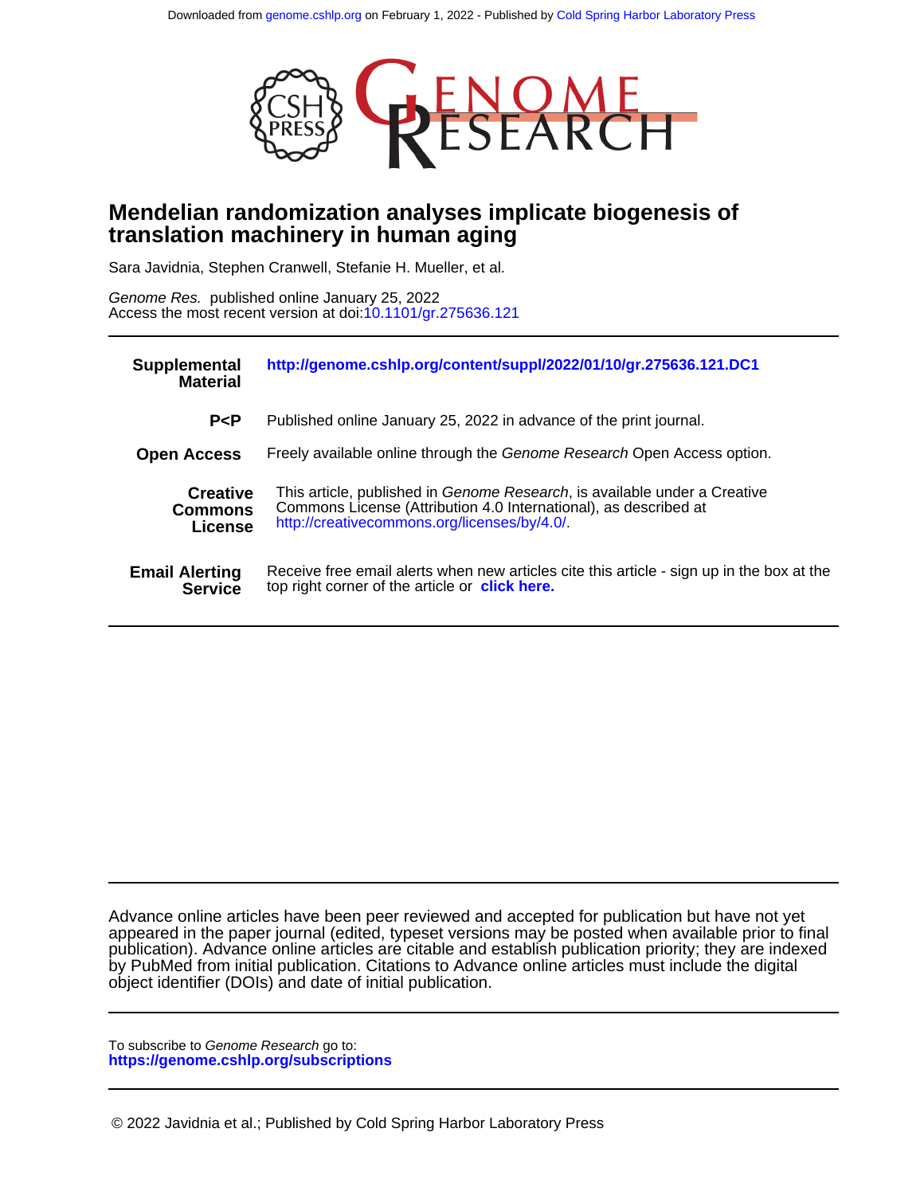Downloaded from genome.cshlp.org on February 1, 2022 - Published by Cold Spring Harbor Laboratory Press

# Mendelian randomization analyses implicate biogenesis of translation machinery in human aging

Sara Javidnia, Stephen Cranwell, Stefanie H. Mueller, et al.

*Genome Res.* published online January 25, 2022
Access the most recent version at doi:10.1101/gr.275636.121

| | |
|---|---|
| **Supplemental Material** | **http://genome.cshlp.org/content/suppl/2022/01/10/gr.275636.121.DC1** |
| **P<P** | Published online January 25, 2022 in advance of the print journal. |
| **Open Access** | Freely available online through the *Genome Research* Open Access option. |
| **Creative Commons License** | This article, published in *Genome Research*, is available under a Creative Commons License (Attribution 4.0 International), as described at http://creativecommons.org/licenses/by/4.0/. |
| **Email Alerting Service** | Receive free email alerts when new articles cite this article - sign up in the box at the top right corner of the article or **click here.** |

Advance online articles have been peer reviewed and accepted for publication but have not yet appeared in the paper journal (edited, typeset versions may be posted when available prior to final publication). Advance online articles are citable and establish publication priority; they are indexed by PubMed from initial publication. Citations to Advance online articles must include the digital object identifier (DOIs) and date of initial publication.

To subscribe to *Genome Research* go to:
**https://genome.cshlp.org/subscriptions**

© 2022 Javidnia et al.; Published by Cold Spring Harbor Laboratory Press